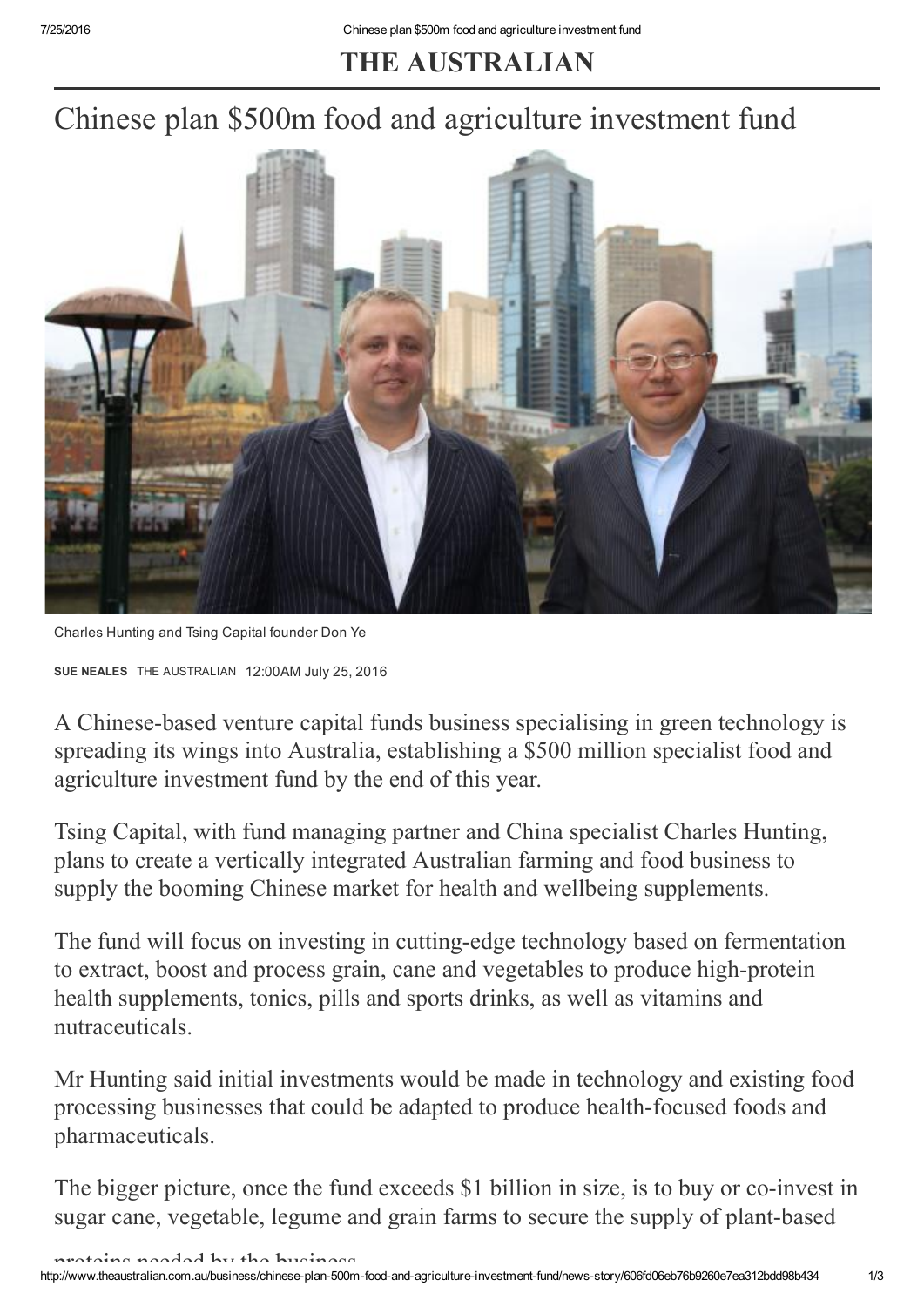# THE AUSTRALIAN

## Chinese plan $500m food and agriculture investment fund

Charles Hunting and Tsing Capital founder Don Ye

**SUE NEALES** THE AUSTRALIAN 12:00AM July 25, 2016

A Chinese-based venture capital funds business specialising in green technology is spreading its wings into Australia, establishing a $500 million specialist food and agriculture investment fund by the end of this year.

Tsing Capital, with fund managing partner and China specialist Charles Hunting, plans to create a vertically integrated Australian farming and food business to supply the booming Chinese market for health and wellbeing supplements.

The fund will focus on investing in cutting-edge technology based on fermentation to extract, boost and process grain, cane and vegetables to produce high-protein health supplements, tonics, pills and sports drinks, as well as vitamins and nutraceuticals.

Mr Hunting said initial investments would be made in technology and existing food processing businesses that could be adapted to produce health-focused foods and pharmaceuticals.

The bigger picture, once the fund exceeds $1 billion in size, is to buy or co-invest in sugar cane, vegetable, legume and grain farms to secure the supply of plant-based proteins needed by the business.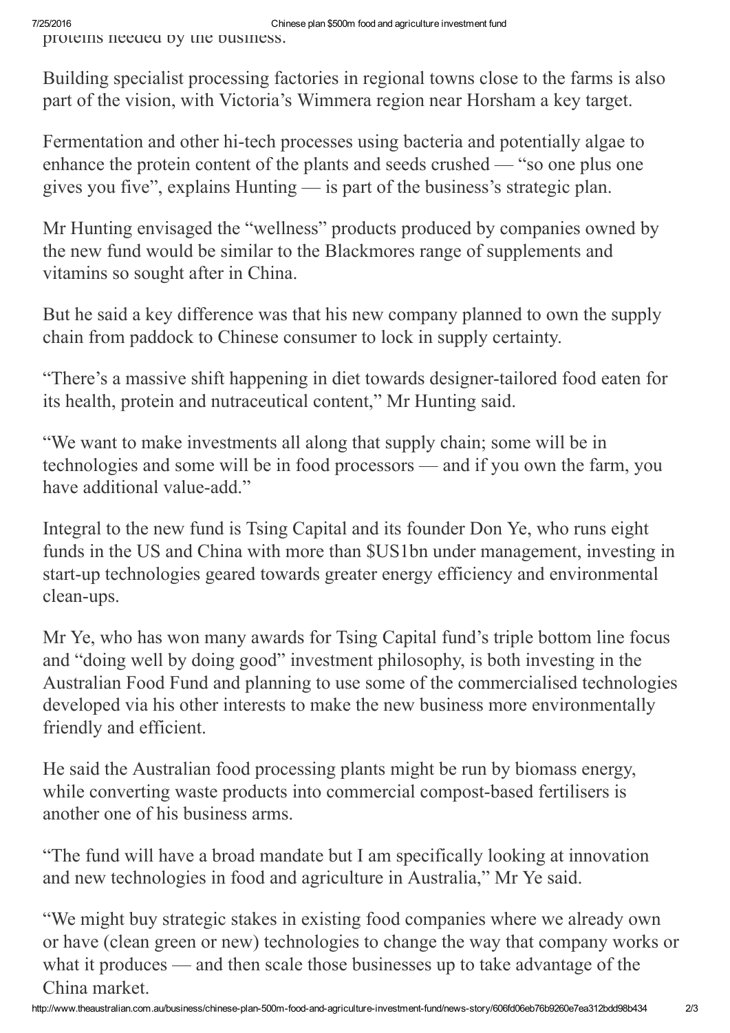proteins needed by the business.

Building specialist processing factories in regional towns close to the farms is also part of the vision, with Victoria's Wimmera region near Horsham a key target.

Fermentation and other hi-tech processes using bacteria and potentially algae to enhance the protein content of the plants and seeds crushed — "so one plus one gives you five", explains Hunting — is part of the business's strategic plan.

Mr Hunting envisaged the "wellness" products produced by companies owned by the new fund would be similar to the Blackmores range of supplements and vitamins so sought after in China.

But he said a key difference was that his new company planned to own the supply chain from paddock to Chinese consumer to lock in supply certainty.

"There's a massive shift happening in diet towards designer-tailored food eaten for its health, protein and nutraceutical content," Mr Hunting said.

"We want to make investments all along that supply chain; some will be in technologies and some will be in food processors — and if you own the farm, you have additional value-add."

Integral to the new fund is Tsing Capital and its founder Don Ye, who runs eight funds in the US and China with more than $US1bn under management, investing in start-up technologies geared towards greater energy efficiency and environmental clean-ups.

Mr Ye, who has won many awards for Tsing Capital fund's triple bottom line focus and "doing well by doing good" investment philosophy, is both investing in the Australian Food Fund and planning to use some of the commercialised technologies developed via his other interests to make the new business more environmentally friendly and efficient.

He said the Australian food processing plants might be run by biomass energy, while converting waste products into commercial compost-based fertilisers is another one of his business arms.

"The fund will have a broad mandate but I am specifically looking at innovation and new technologies in food and agriculture in Australia," Mr Ye said.

"We might buy strategic stakes in existing food companies where we already own or have (clean green or new) technologies to change the way that company works or what it produces — and then scale those businesses up to take advantage of the China market.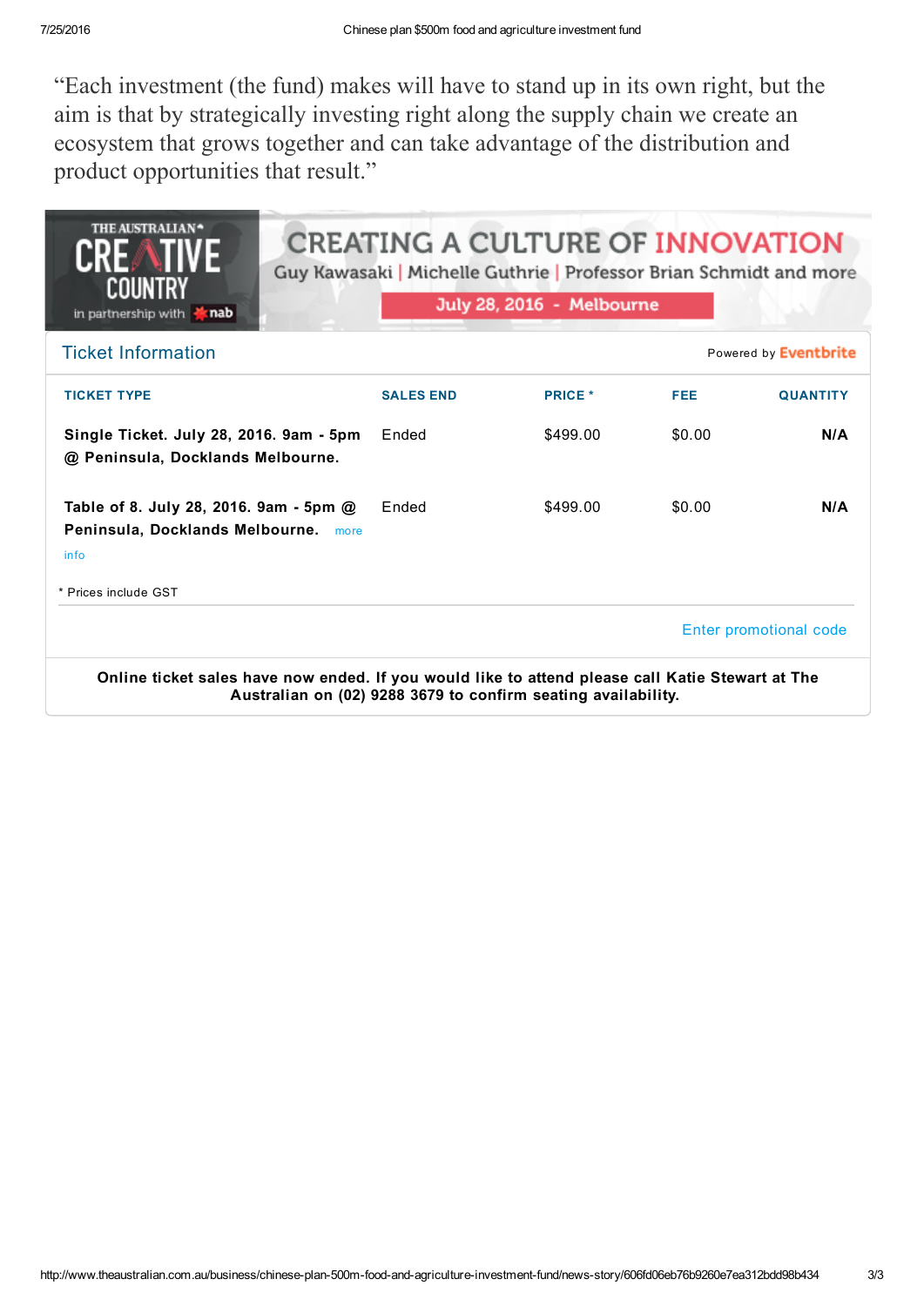"Each investment (the fund) makes will have to stand up in its own right, but the aim is that by strategically investing right along the supply chain we create an ecosystem that grows together and can take advantage of the distribution and product opportunities that result."

THE AUSTRALIAN CREATIVE COUNTRY in partnership with nab

CREATING A CULTURE OF INNOVATION

Guy Kawasaki | Michelle Guthrie | Professor Brian Schmidt and more

July 28, 2016 - Melbourne

## Ticket Information

Powered by Eventbrite

| TICKET TYPE | SALES END | PRICE * | FEE | QUANTITY |
| --- | --- | --- | --- | --- |
| **Single Ticket. July 28, 2016. 9am - 5pm @ Peninsula, Docklands Melbourne.** | Ended | $499.00 | $0.00 | **N/A** |
| **Table of 8. July 28, 2016. 9am - 5pm @ Peninsula, Docklands Melbourne.** more info | Ended | $499.00 | $0.00 | **N/A** |

* Prices include GST

Enter promotional code

**Online ticket sales have now ended. If you would like to attend please call Katie Stewart at The Australian on (02) 9288 3679 to confirm seating availability.**